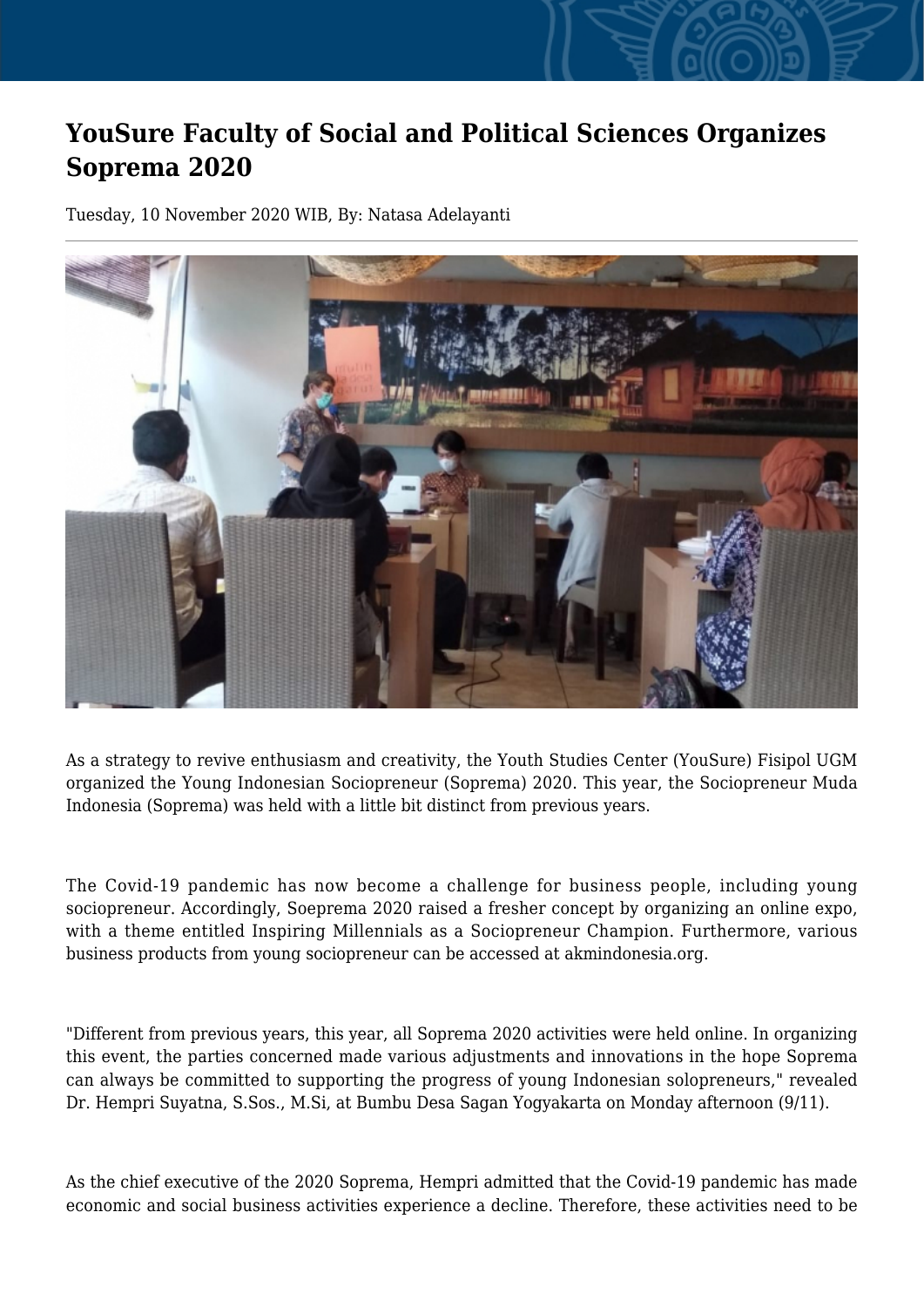# YouSure Faculty of Social and Political Sciences Organizes Soprema 2020

Tuesday, 10 November 2020 WIB, By: Natasa Adelayanti

As a strategy to revive enthusiasm and creativity, the Youth Studies Center (YouSure) Fisipol UGM organized the Young Indonesian Sociopreneur (Soprema) 2020. This year, the Sociopreneur Muda Indonesia (Soprema) was held with a little bit distinct from previous years.

The Covid-19 pandemic has now become a challenge for business people, including young sociopreneur. Accordingly, Soeprema 2020 raised a fresher concept by organizing an online expo, with a theme entitled Inspiring Millennials as a Sociopreneur Champion. Furthermore, various business products from young sociopreneur can be accessed at akmindonesia.org.

"Different from previous years, this year, all Soprema 2020 activities were held online. In organizing this event, the parties concerned made various adjustments and innovations in the hope Soprema can always be committed to supporting the progress of young Indonesian solopreneurs," revealed Dr. Hempri Suyatna, S.Sos., M.Si, at Bumbu Desa Sagan Yogyakarta on Monday afternoon (9/11).

As the chief executive of the 2020 Soprema, Hempri admitted that the Covid-19 pandemic has made economic and social business activities experience a decline. Therefore, these activities need to be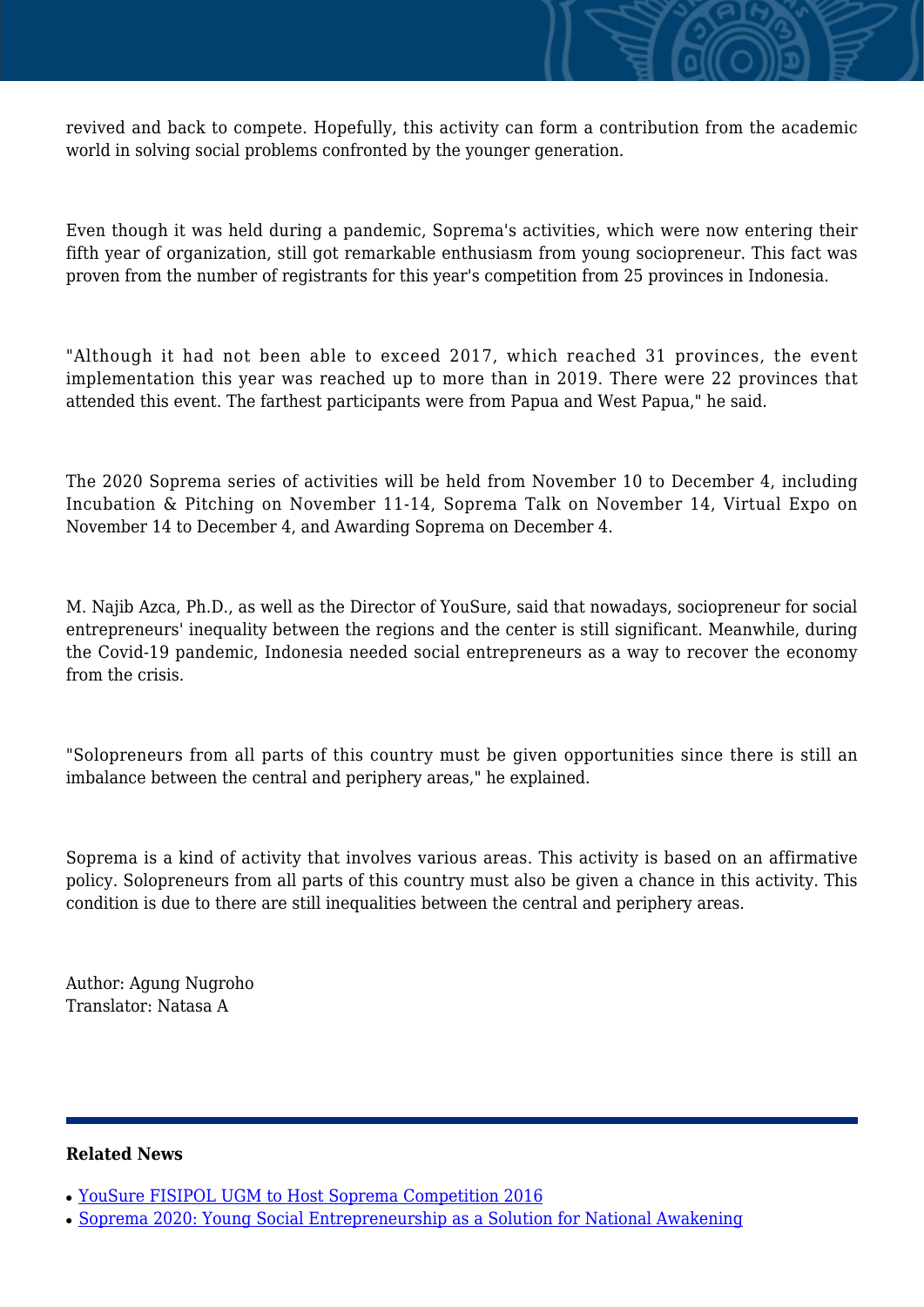revived and back to compete. Hopefully, this activity can form a contribution from the academic world in solving social problems confronted by the younger generation.

Even though it was held during a pandemic, Soprema's activities, which were now entering their fifth year of organization, still got remarkable enthusiasm from young sociopreneur. This fact was proven from the number of registrants for this year's competition from 25 provinces in Indonesia.

"Although it had not been able to exceed 2017, which reached 31 provinces, the event implementation this year was reached up to more than in 2019. There were 22 provinces that attended this event. The farthest participants were from Papua and West Papua," he said.

The 2020 Soprema series of activities will be held from November 10 to December 4, including Incubation & Pitching on November 11-14, Soprema Talk on November 14, Virtual Expo on November 14 to December 4, and Awarding Soprema on December 4.

M. Najib Azca, Ph.D., as well as the Director of YouSure, said that nowadays, sociopreneur for social entrepreneurs' inequality between the regions and the center is still significant. Meanwhile, during the Covid-19 pandemic, Indonesia needed social entrepreneurs as a way to recover the economy from the crisis.

"Solopreneurs from all parts of this country must be given opportunities since there is still an imbalance between the central and periphery areas," he explained.

Soprema is a kind of activity that involves various areas. This activity is based on an affirmative policy. Solopreneurs from all parts of this country must also be given a chance in this activity. This condition is due to there are still inequalities between the central and periphery areas.

Author: Agung Nugroho
Translator: Natasa A

**Related News**

- [YouSure FISIPOL UGM to Host Soprema Competition 2016]
- [Soprema 2020: Young Social Entrepreneurship as a Solution for National Awakening]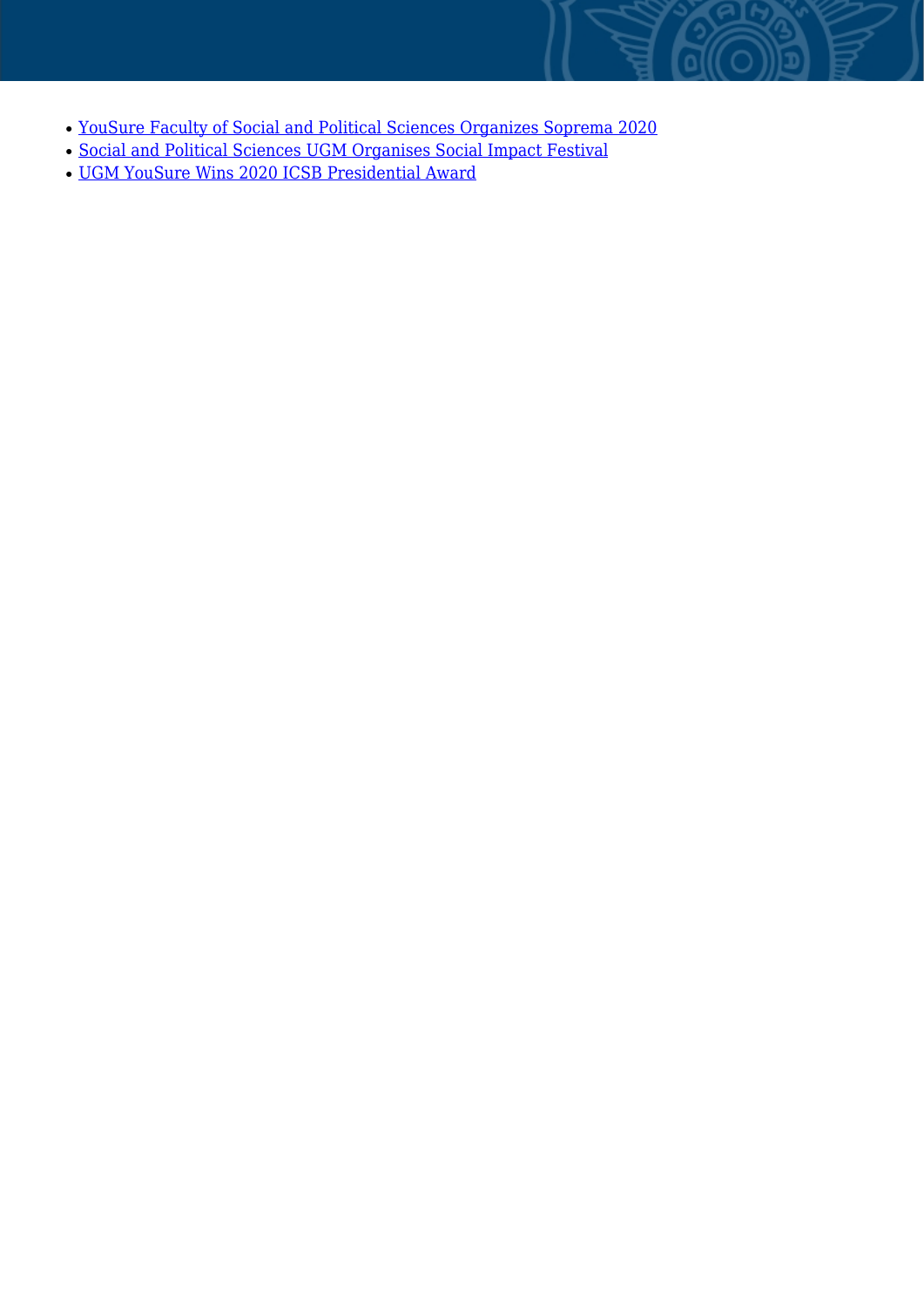- YouSure Faculty of Social and Political Sciences Organizes Soprema 2020
- Social and Political Sciences UGM Organises Social Impact Festival
- UGM YouSure Wins 2020 ICSB Presidential Award